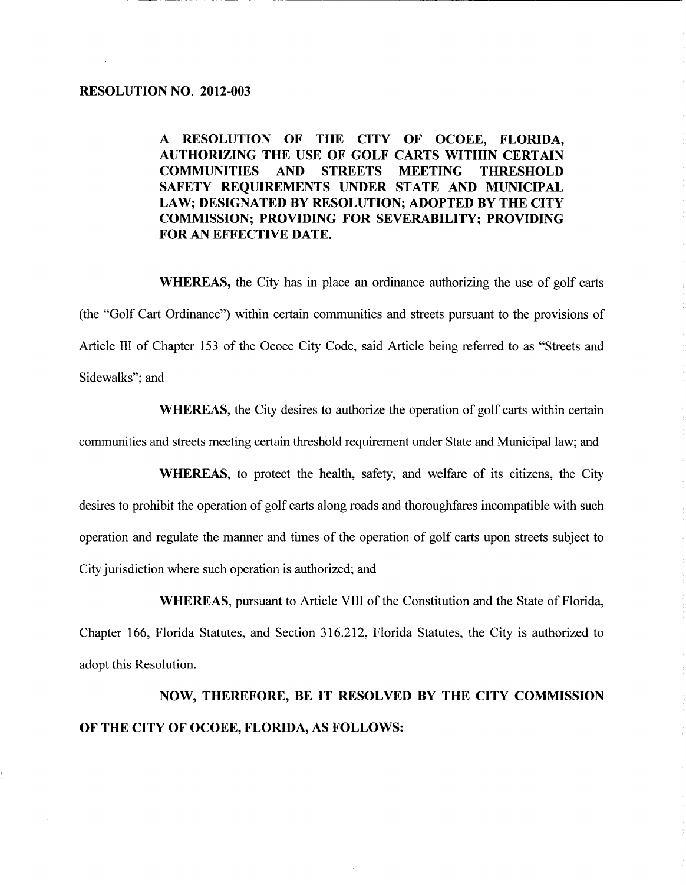**RESOLUTION NO. 2012-003**

**A RESOLUTION OF THE CITY OF OCOEE, FLORIDA, AUTHORIZING THE USE OF GOLF CARTS WITHIN CERTAIN COMMUNITIES AND STREETS MEETING THRESHOLD SAFETY REQUIREMENTS UNDER STATE AND MUNICIPAL LAW; DESIGNATED BY RESOLUTION; ADOPTED BY THE CITY COMMISSION; PROVIDING FOR SEVERABILITY; PROVIDING FOR AN EFFECTIVE DATE.**

**WHEREAS,** the City has in place an ordinance authorizing the use of golf carts (the "Golf Cart Ordinance") within certain communities and streets pursuant to the provisions of Article III of Chapter 153 of the Ocoee City Code, said Article being referred to as "Streets and Sidewalks"; and

**WHEREAS**, the City desires to authorize the operation of golf carts within certain communities and streets meeting certain threshold requirement under State and Municipal law; and

**WHEREAS**, to protect the health, safety, and welfare of its citizens, the City desires to prohibit the operation of golf carts along roads and thoroughfares incompatible with such operation and regulate the manner and times of the operation of golf carts upon streets subject to City jurisdiction where such operation is authorized; and

**WHEREAS,** pursuant to Article VIII of the Constitution and the State of Florida, Chapter 166, Florida Statutes, and Section 316.212, Florida Statutes, the City is authorized to adopt this Resolution.

**NOW, THEREFORE, BE IT RESOLVED BY THE CITY COMMISSION OF THE CITY OF OCOEE, FLORIDA, AS FOLLOWS:**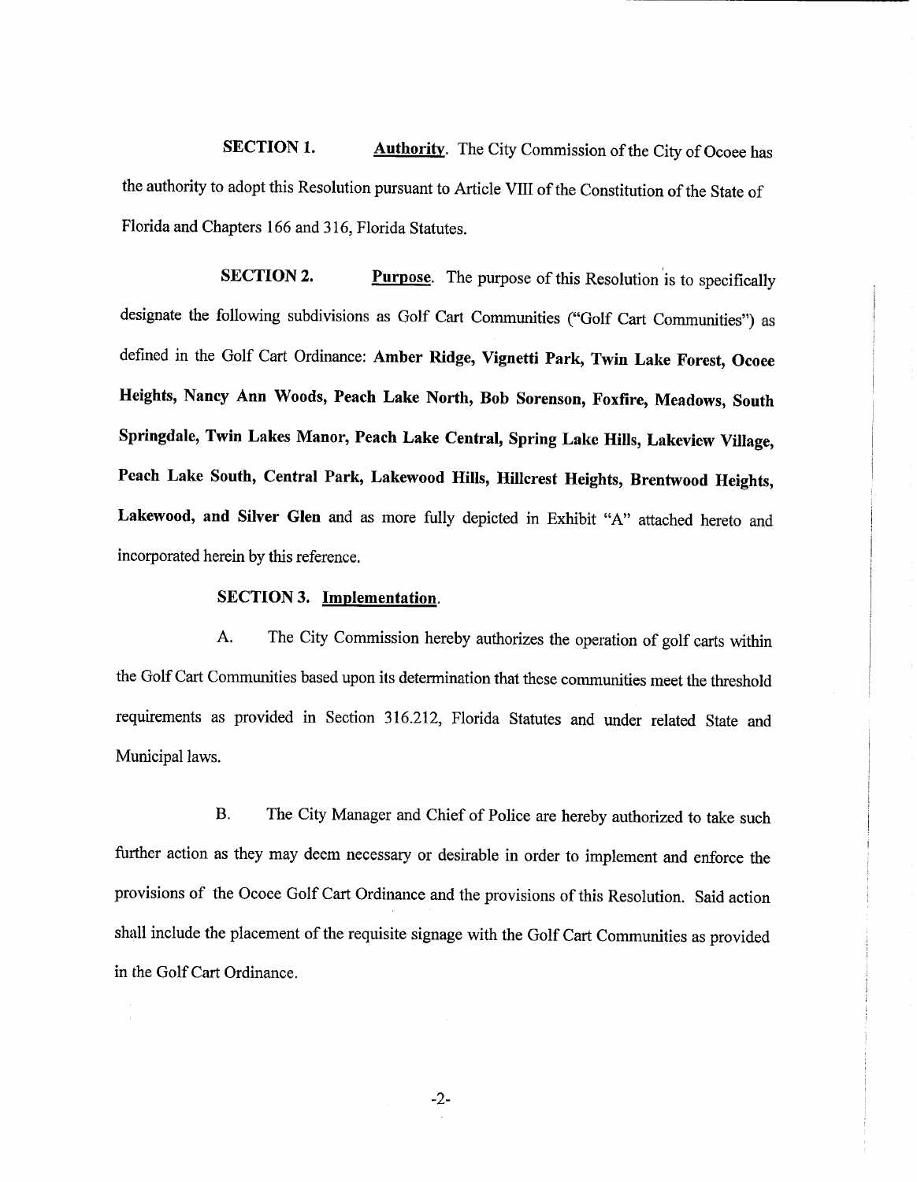**SECTION 1.** **Authority**. The City Commission of the City of Ocoee has the authority to adopt this Resolution pursuant to Article VIII of the Constitution of the State of Florida and Chapters 166 and 316, Florida Statutes.

**SECTION 2.** **Purpose**. The purpose of this Resolution is to specifically designate the following subdivisions as Golf Cart Communities ("Golf Cart Communities") as defined in the Golf Cart Ordinance: **Amber Ridge, Vignetti Park, Twin Lake Forest, Ocoee Heights, Nancy Ann Woods, Peach Lake North, Bob Sorenson, Foxfire, Meadows, South Springdale, Twin Lakes Manor, Peach Lake Central, Spring Lake Hills, Lakeview Village, Peach Lake South, Central Park, Lakewood Hills, Hillcrest Heights, Brentwood Heights, Lakewood, and Silver Glen** and as more fully depicted in Exhibit "A" attached hereto and incorporated herein by this reference.

**SECTION 3. Implementation**.

A. The City Commission hereby authorizes the operation of golf carts within the Golf Cart Communities based upon its determination that these communities meet the threshold requirements as provided in Section 316.212, Florida Statutes and under related State and Municipal laws.

B. The City Manager and Chief of Police are hereby authorized to take such further action as they may deem necessary or desirable in order to implement and enforce the provisions of the Ocoee Golf Cart Ordinance and the provisions of this Resolution. Said action shall include the placement of the requisite signage with the Golf Cart Communities as provided in the Golf Cart Ordinance.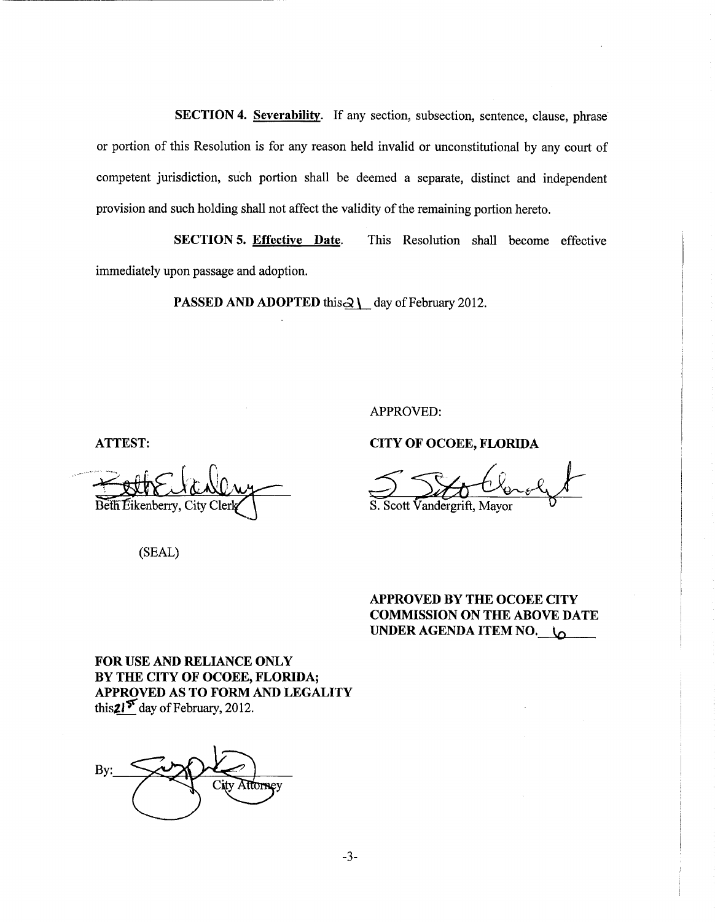**SECTION 4. Severability**. If any section, subsection, sentence, clause, phrase or portion of this Resolution is for any reason held invalid or unconstitutional by any court of competent jurisdiction, such portion shall be deemed a separate, distinct and independent provision and such holding shall not affect the validity of the remaining portion hereto.

**SECTION 5. Effective Date**. This Resolution shall become effective immediately upon passage and adoption.

**PASSED AND ADOPTED** this 21 day of February 2012.

APPROVED:

**ATTEST:**

Beth Eikenberry, City Clerk

(SEAL)

**CITY OF OCOEE, FLORIDA**

S. Scott Vandergrift, Mayor

**APPROVED BY THE OCOEE CITY COMMISSION ON THE ABOVE DATE UNDER AGENDA ITEM NO.** 6

**FOR USE AND RELIANCE ONLY BY THE CITY OF OCOEE, FLORIDA; APPROVED AS TO FORM AND LEGALITY** this 21st day of February, 2012.

By: City Attorney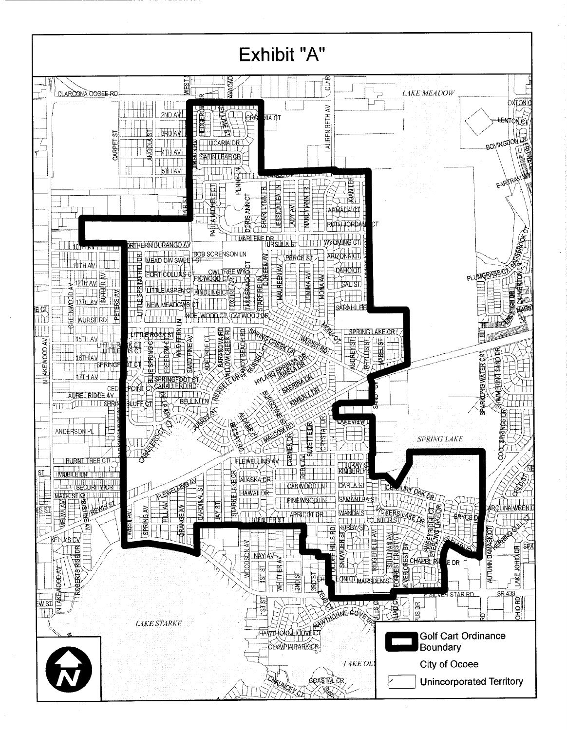# Exhibit "A"

Golf Cart Ordinance Boundary

City of Ocoee

Unincorporated Territory